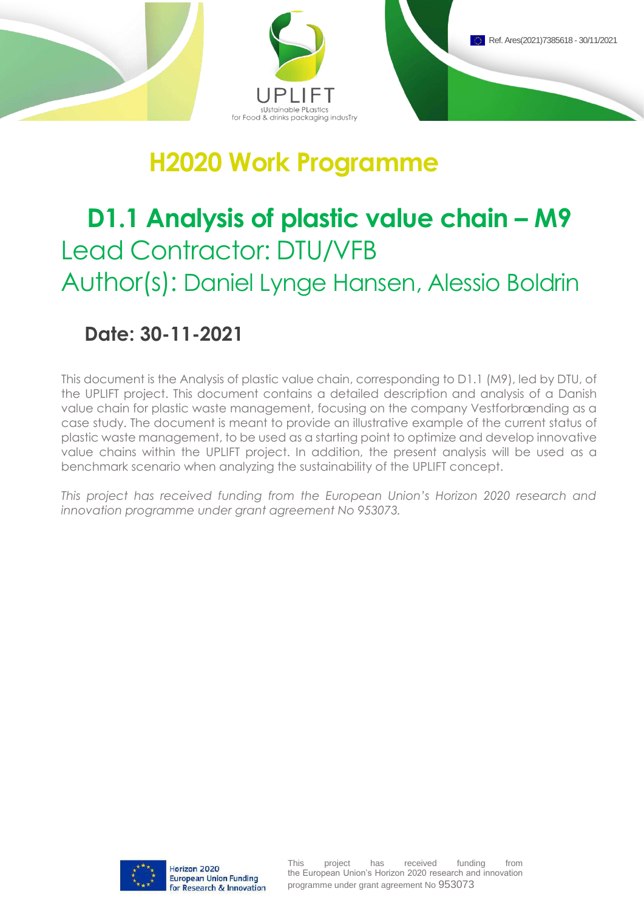Ref. Ares(2021)7385618 - 30/11/2021

UPLIFT
sUstainable PLastIcs
for Food & drinks packaging indusTry

# H2020 Work Programme

# D1.1 Analysis of plastic value chain – M9

## Lead Contractor: DTU/VFB

## Author(s): Daniel Lynge Hansen, Alessio Boldrin

### Date: 30-11-2021

This document is the Analysis of plastic value chain, corresponding to D1.1 (M9), led by DTU, of the UPLIFT project. This document contains a detailed description and analysis of a Danish value chain for plastic waste management, focusing on the company Vestforbrænding as a case study. The document is meant to provide an illustrative example of the current status of plastic waste management, to be used as a starting point to optimize and develop innovative value chains within the UPLIFT project. In addition, the present analysis will be used as a benchmark scenario when analyzing the sustainability of the UPLIFT concept.

*This project has received funding from the European Union's Horizon 2020 research and innovation programme under grant agreement No 953073.*

Horizon 2020
European Union Funding
for Research & Innovation

This project has received funding from the European Union's Horizon 2020 research and innovation programme under grant agreement No 953073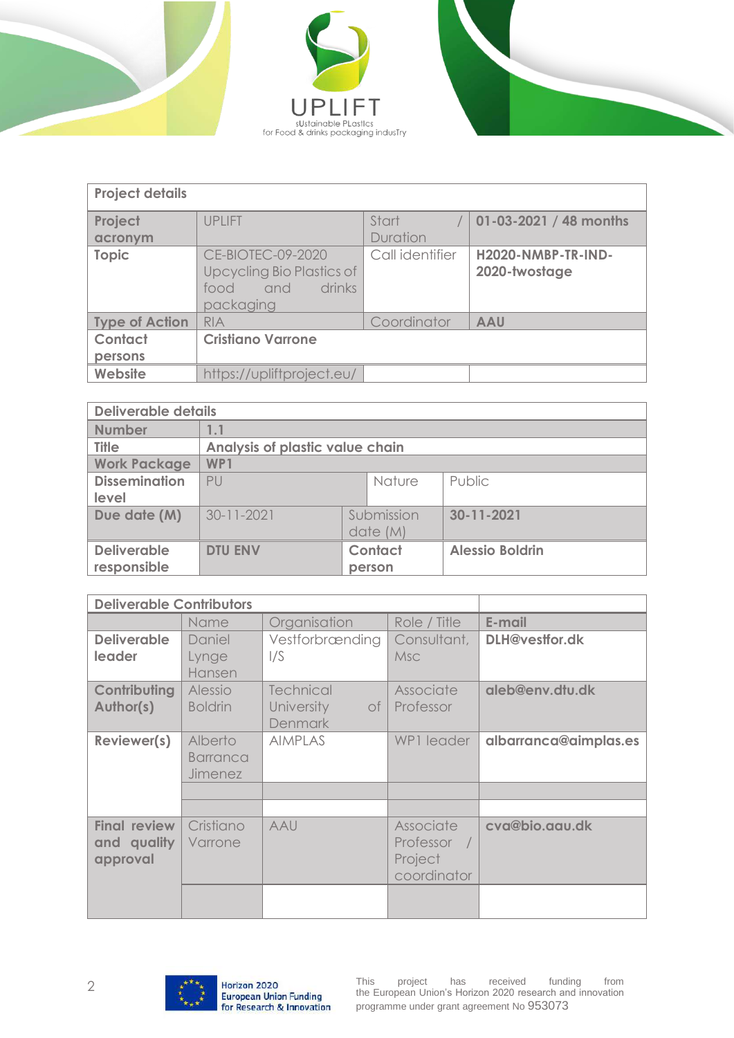| Project details | | | |
|---|---|---|---|
| **Project acronym** | UPLIFT | Start / Duration | **01-03-2021 / 48 months** |
| **Topic** | CE-BIOTEC-09-2020 Upcycling Bio Plastics of food and drinks packaging | Call identifier | **H2020-NMBP-TR-IND-2020-twostage** |
| **Type of Action** | RIA | Coordinator | **AAU** |
| **Contact persons** | **Cristiano Varrone** | | |
| **Website** | https://upliftproject.eu/ | | |

| Deliverable details | | | |
|---|---|---|---|
| **Number** | **1.1** | | |
| **Title** | **Analysis of plastic value chain** | | |
| **Work Package** | **WP1** | | |
| **Dissemination level** | PU | Nature | Public |
| **Due date (M)** | 30-11-2021 | Submission date (M) | **30-11-2021** |
| **Deliverable responsible** | **DTU ENV** | **Contact person** | **Alessio Boldrin** |

| Deliverable Contributors | | | | |
|---|---|---|---|---|
| | Name | Organisation | Role / Title | **E-mail** |
| **Deliverable leader** | Daniel Lynge Hansen | Vestforbrænding I/S | Consultant, Msc | **DLH@vestfor.dk** |
| **Contributing Author(s)** | Alessio Boldrin | Technical University of Denmark | Associate Professor | **aleb@env.dtu.dk** |
| **Reviewer(s)** | Alberto Barranca Jimenez | AIMPLAS | WP1 leader | **albarranca@aimplas.es** |
| | | | | |
| | | | | |
| **Final review and quality approval** | Cristiano Varrone | AAU | Associate Professor / Project coordinator | **cva@bio.aau.dk** |
| | | | | |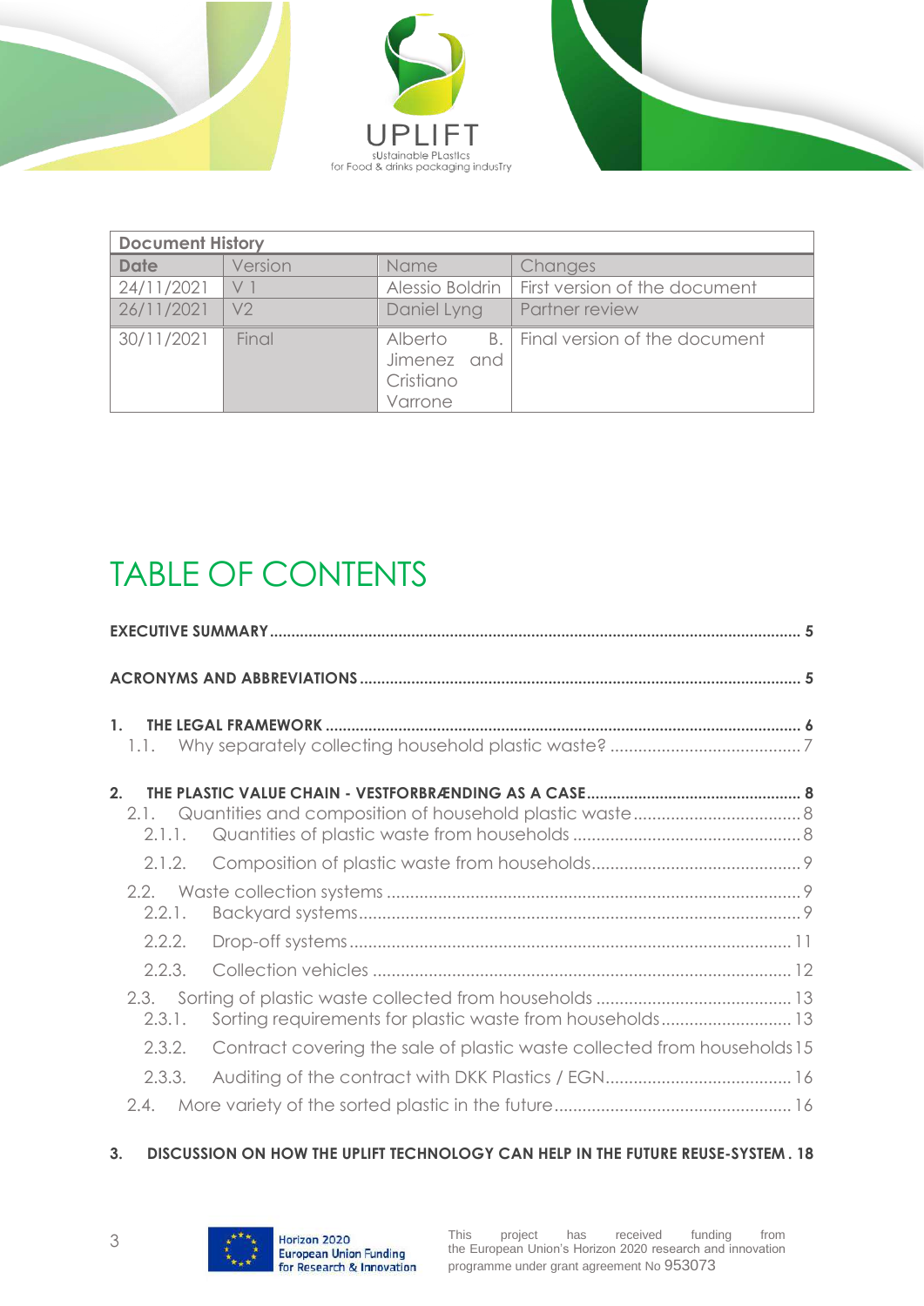| Document History | | | |
|---|---|---|---|
| **Date** | Version | Name | Changes |
| 24/11/2021 | V 1 | Alessio Boldrin | First version of the document |
| 26/11/2021 | V2 | Daniel Lyng | Partner review |
| 30/11/2021 | Final | Alberto B. Jimenez and Cristiano Varrone | Final version of the document |

# TABLE OF CONTENTS

**EXECUTIVE SUMMARY** .......... 5

**ACRONYMS AND ABBREVIATIONS** .......... 5

**1. THE LEGAL FRAMEWORK** .......... 6
- 1.1. Why separately collecting household plastic waste? .......... 7

**2. THE PLASTIC VALUE CHAIN - VESTFORBRÆNDING AS A CASE** .......... 8
- 2.1. Quantities and composition of household plastic waste .......... 8
  - 2.1.1. Quantities of plastic waste from households .......... 8
  - 2.1.2. Composition of plastic waste from households .......... 9
- 2.2. Waste collection systems .......... 9
  - 2.2.1. Backyard systems .......... 9
  - 2.2.2. Drop-off systems .......... 11
  - 2.2.3. Collection vehicles .......... 12
- 2.3. Sorting of plastic waste collected from households .......... 13
  - 2.3.1. Sorting requirements for plastic waste from households .......... 13
  - 2.3.2. Contract covering the sale of plastic waste collected from households .......... 15
  - 2.3.3. Auditing of the contract with DKK Plastics / EGN .......... 16
- 2.4. More variety of the sorted plastic in the future .......... 16

**3. DISCUSSION ON HOW THE UPLIFT TECHNOLOGY CAN HELP IN THE FUTURE REUSE-SYSTEM** . 18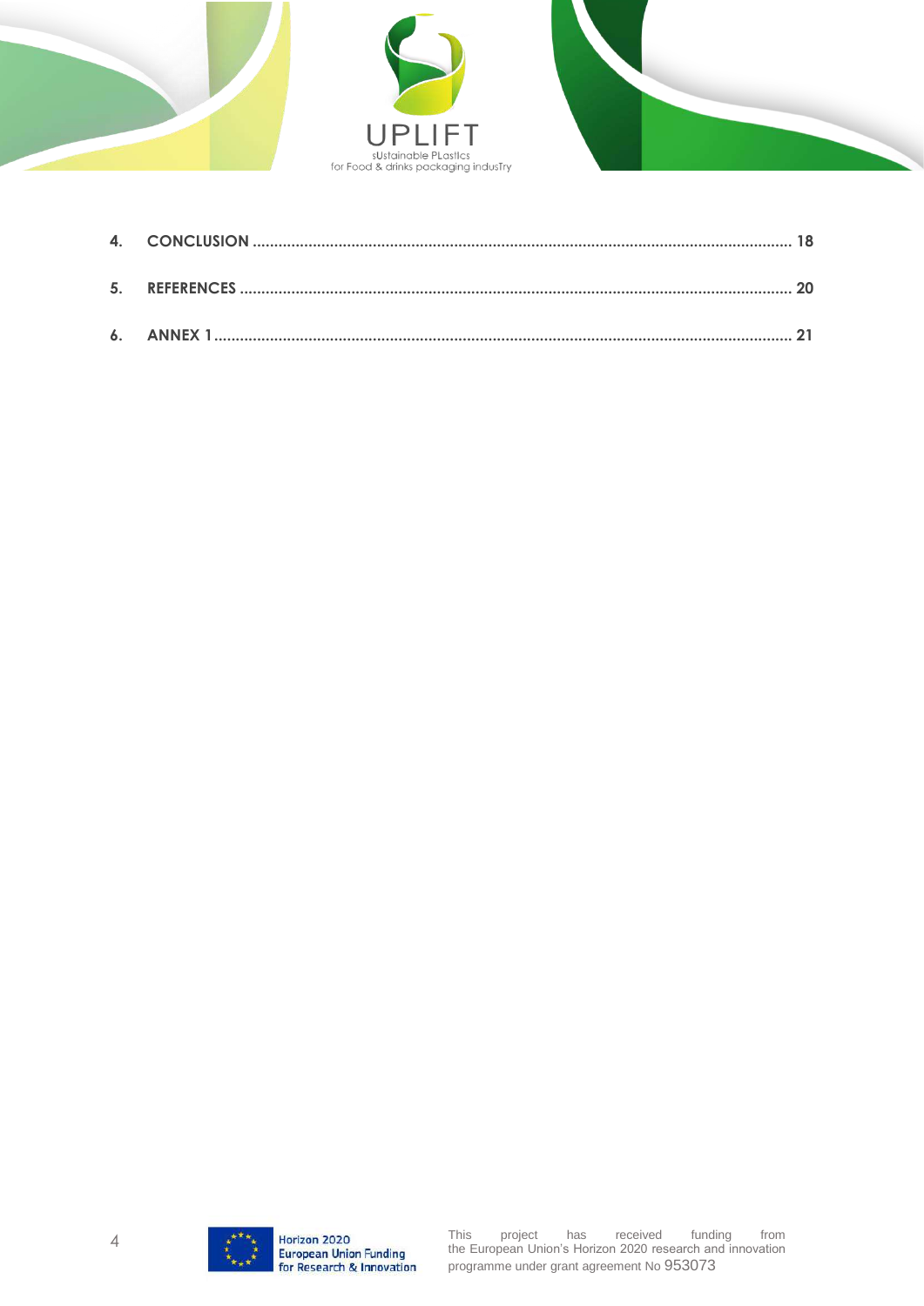4. **CONCLUSION** ........................................................................................................................ 18

5. **REFERENCES** ........................................................................................................................ 20

6. **ANNEX 1** ................................................................................................................................ 21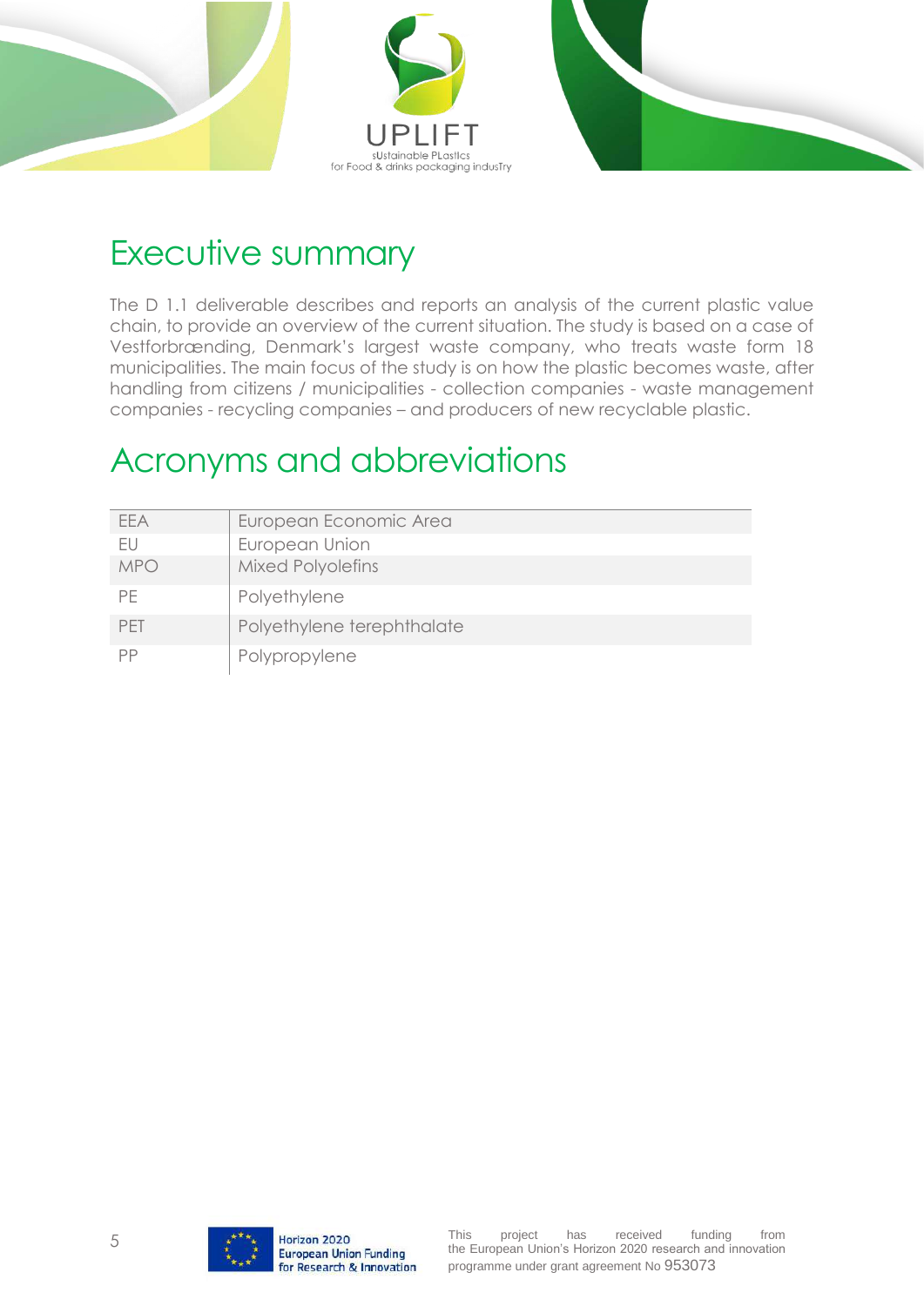# Executive summary

The D 1.1 deliverable describes and reports an analysis of the current plastic value chain, to provide an overview of the current situation. The study is based on a case of Vestforbrænding, Denmark's largest waste company, who treats waste form 18 municipalities. The main focus of the study is on how the plastic becomes waste, after handling from citizens / municipalities - collection companies - waste management companies - recycling companies – and producers of new recyclable plastic.

# Acronyms and abbreviations

| | |
|---|---|
| EEA | European Economic Area |
| EU | European Union |
| MPO | Mixed Polyolefins |
| PE | Polyethylene |
| PET | Polyethylene terephthalate |
| PP | Polypropylene |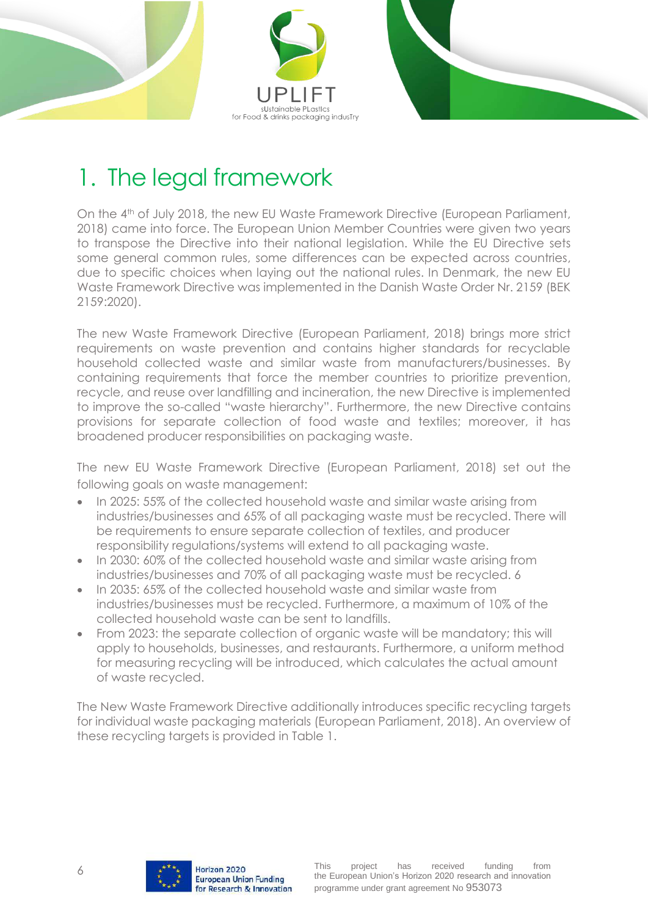# 1. The legal framework

On the 4th of July 2018, the new EU Waste Framework Directive (European Parliament, 2018) came into force. The European Union Member Countries were given two years to transpose the Directive into their national legislation. While the EU Directive sets some general common rules, some differences can be expected across countries, due to specific choices when laying out the national rules. In Denmark, the new EU Waste Framework Directive was implemented in the Danish Waste Order Nr. 2159 (BEK 2159:2020).

The new Waste Framework Directive (European Parliament, 2018) brings more strict requirements on waste prevention and contains higher standards for recyclable household collected waste and similar waste from manufacturers/businesses. By containing requirements that force the member countries to prioritize prevention, recycle, and reuse over landfilling and incineration, the new Directive is implemented to improve the so-called "waste hierarchy". Furthermore, the new Directive contains provisions for separate collection of food waste and textiles; moreover, it has broadened producer responsibilities on packaging waste.

The new EU Waste Framework Directive (European Parliament, 2018) set out the following goals on waste management:

- In 2025: 55% of the collected household waste and similar waste arising from industries/businesses and 65% of all packaging waste must be recycled. There will be requirements to ensure separate collection of textiles, and producer responsibility regulations/systems will extend to all packaging waste.
- In 2030: 60% of the collected household waste and similar waste arising from industries/businesses and 70% of all packaging waste must be recycled. 6
- In 2035: 65% of the collected household waste and similar waste from industries/businesses must be recycled. Furthermore, a maximum of 10% of the collected household waste can be sent to landfills.
- From 2023: the separate collection of organic waste will be mandatory; this will apply to households, businesses, and restaurants. Furthermore, a uniform method for measuring recycling will be introduced, which calculates the actual amount of waste recycled.

The New Waste Framework Directive additionally introduces specific recycling targets for individual waste packaging materials (European Parliament, 2018). An overview of these recycling targets is provided in Table 1.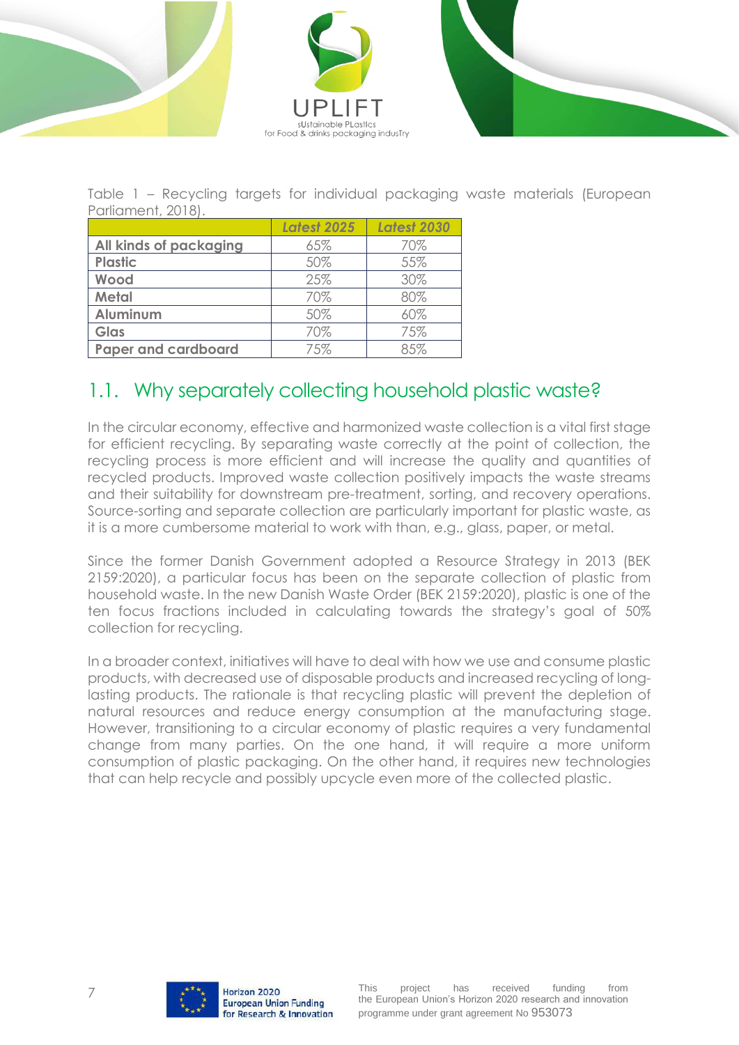Table 1 – Recycling targets for individual packaging waste materials (European Parliament, 2018).

| | *Latest 2025* | *Latest 2030* |
|---|---|---|
| **All kinds of packaging** | 65% | 70% |
| **Plastic** | 50% | 55% |
| **Wood** | 25% | 30% |
| **Metal** | 70% | 80% |
| **Aluminum** | 50% | 60% |
| **Glas** | 70% | 75% |
| **Paper and cardboard** | 75% | 85% |

## 1.1. Why separately collecting household plastic waste?

In the circular economy, effective and harmonized waste collection is a vital first stage for efficient recycling. By separating waste correctly at the point of collection, the recycling process is more efficient and will increase the quality and quantities of recycled products. Improved waste collection positively impacts the waste streams and their suitability for downstream pre-treatment, sorting, and recovery operations. Source-sorting and separate collection are particularly important for plastic waste, as it is a more cumbersome material to work with than, e.g., glass, paper, or metal.

Since the former Danish Government adopted a Resource Strategy in 2013 (BEK 2159:2020), a particular focus has been on the separate collection of plastic from household waste. In the new Danish Waste Order (BEK 2159:2020), plastic is one of the ten focus fractions included in calculating towards the strategy's goal of 50% collection for recycling.

In a broader context, initiatives will have to deal with how we use and consume plastic products, with decreased use of disposable products and increased recycling of long-lasting products. The rationale is that recycling plastic will prevent the depletion of natural resources and reduce energy consumption at the manufacturing stage. However, transitioning to a circular economy of plastic requires a very fundamental change from many parties. On the one hand, it will require a more uniform consumption of plastic packaging. On the other hand, it requires new technologies that can help recycle and possibly upcycle even more of the collected plastic.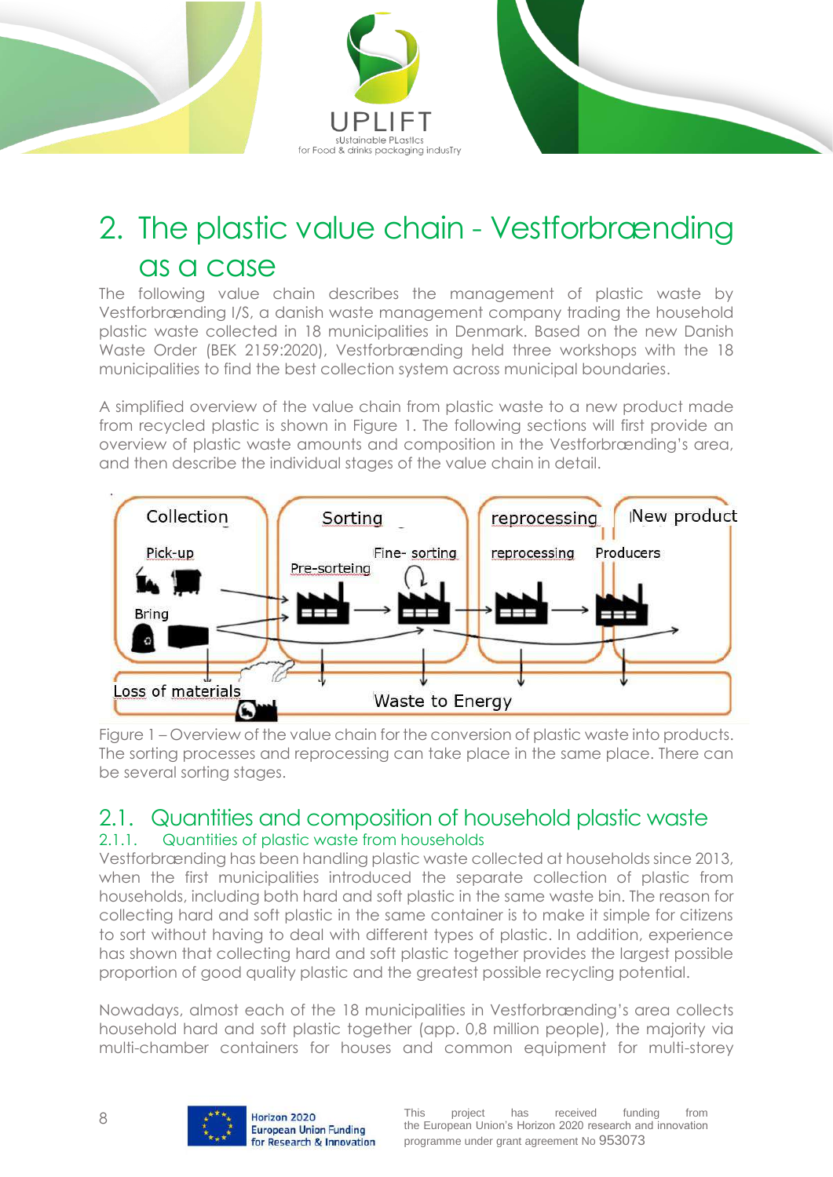# 2. The plastic value chain - Vestforbrænding as a case

The following value chain describes the management of plastic waste by Vestforbrænding I/S, a danish waste management company trading the household plastic waste collected in 18 municipalities in Denmark. Based on the new Danish Waste Order (BEK 2159:2020), Vestforbrænding held three workshops with the 18 municipalities to find the best collection system across municipal boundaries.

A simplified overview of the value chain from plastic waste to a new product made from recycled plastic is shown in Figure 1. The following sections will first provide an overview of plastic waste amounts and composition in the Vestforbrænding's area, and then describe the individual stages of the value chain in detail.

Collection | Sorting | reprocessing | New product

Pick-up | Pre-sorteing | Fine- sorting | reprocessing | Producers

Bring

Loss of materials | Waste to Energy

Figure 1 – Overview of the value chain for the conversion of plastic waste into products. The sorting processes and reprocessing can take place in the same place. There can be several sorting stages.

## 2.1. Quantities and composition of household plastic waste

### 2.1.1. Quantities of plastic waste from households

Vestforbrænding has been handling plastic waste collected at households since 2013, when the first municipalities introduced the separate collection of plastic from households, including both hard and soft plastic in the same waste bin. The reason for collecting hard and soft plastic in the same container is to make it simple for citizens to sort without having to deal with different types of plastic. In addition, experience has shown that collecting hard and soft plastic together provides the largest possible proportion of good quality plastic and the greatest possible recycling potential.

Nowadays, almost each of the 18 municipalities in Vestforbrænding's area collects household hard and soft plastic together (app. 0,8 million people), the majority via multi-chamber containers for houses and common equipment for multi-storey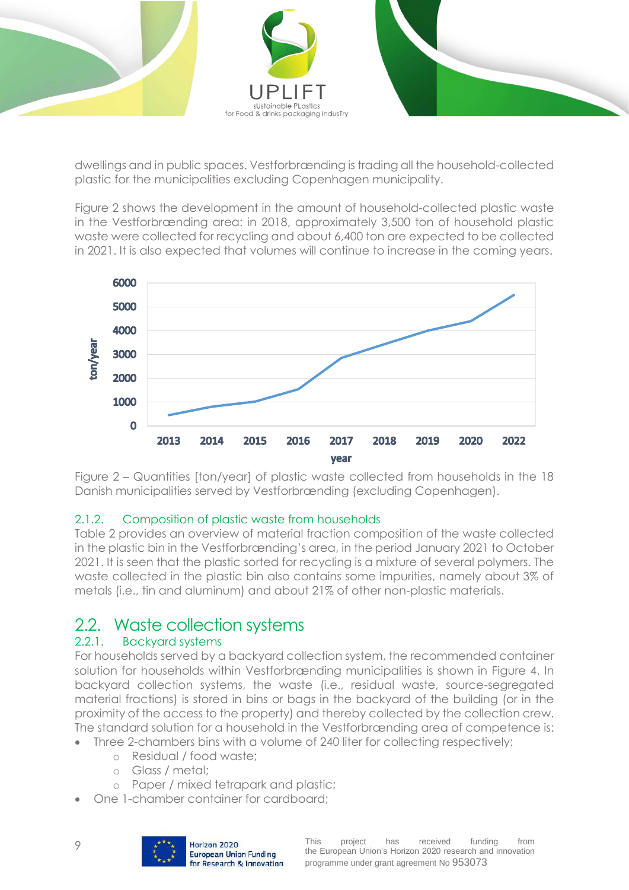dwellings and in public spaces. Vestforbrænding is trading all the household-collected plastic for the municipalities excluding Copenhagen municipality.

Figure 2 shows the development in the amount of household-collected plastic waste in the Vestforbrænding area: in 2018, approximately 3,500 ton of household plastic waste were collected for recycling and about 6,400 ton are expected to be collected in 2021. It is also expected that volumes will continue to increase in the coming years.

Figure 2 – Quantities [ton/year] of plastic waste collected from households in the 18 Danish municipalities served by Vestforbrænding (excluding Copenhagen).

### 2.1.2. Composition of plastic waste from households

Table 2 provides an overview of material fraction composition of the waste collected in the plastic bin in the Vestforbrænding's area, in the period January 2021 to October 2021. It is seen that the plastic sorted for recycling is a mixture of several polymers. The waste collected in the plastic bin also contains some impurities, namely about 3% of metals (i.e., tin and aluminum) and about 21% of other non-plastic materials.

## 2.2. Waste collection systems

### 2.2.1. Backyard systems

For households served by a backyard collection system, the recommended container solution for households within Vestforbrænding municipalities is shown in Figure 4. In backyard collection systems, the waste (i.e., residual waste, source-segregated material fractions) is stored in bins or bags in the backyard of the building (or in the proximity of the access to the property) and thereby collected by the collection crew. The standard solution for a household in the Vestforbrænding area of competence is:

- Three 2-chambers bins with a volume of 240 liter for collecting respectively:
  - Residual / food waste;
  - Glass / metal;
  - Paper / mixed tetrapark and plastic;
- One 1-chamber container for cardboard;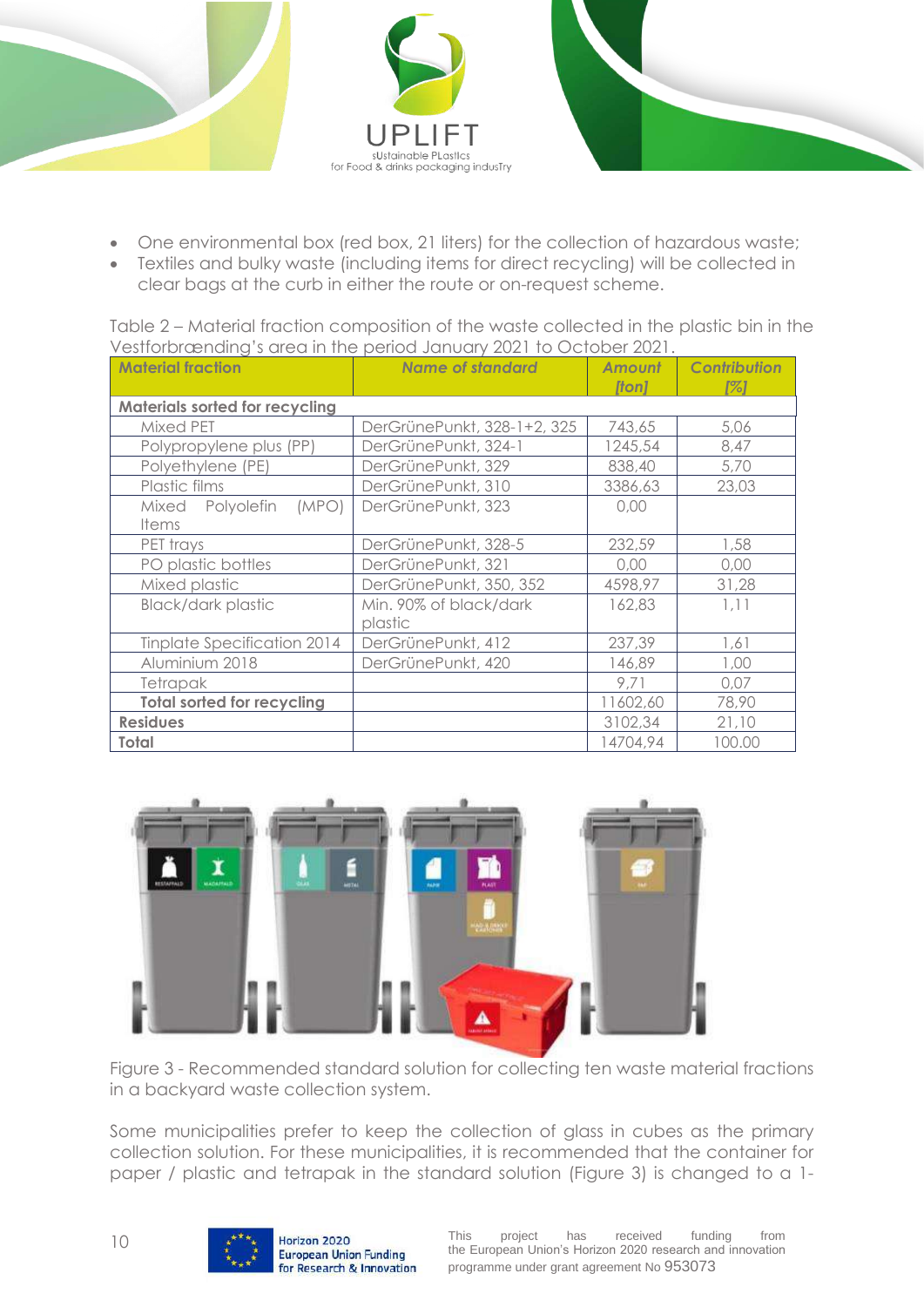- One environmental box (red box, 21 liters) for the collection of hazardous waste;
- Textiles and bulky waste (including items for direct recycling) will be collected in clear bags at the curb in either the route or on-request scheme.

Table 2 – Material fraction composition of the waste collected in the plastic bin in the Vestforbrænding's area in the period January 2021 to October 2021.

| Material fraction | Name of standard | Amount [ton] | Contribution [%] |
|---|---|---|---|
| **Materials sorted for recycling** | | | |
| Mixed PET | DerGrünePunkt, 328-1+2, 325 | 743,65 | 5,06 |
| Polypropylene plus (PP) | DerGrünePunkt, 324-1 | 1245,54 | 8,47 |
| Polyethylene (PE) | DerGrünePunkt, 329 | 838,40 | 5,70 |
| Plastic films | DerGrünePunkt, 310 | 3386,63 | 23,03 |
| Mixed Polyolefin (MPO) Items | DerGrünePunkt, 323 | 0,00 | |
| PET trays | DerGrünePunkt, 328-5 | 232,59 | 1,58 |
| PO plastic bottles | DerGrünePunkt, 321 | 0,00 | 0,00 |
| Mixed plastic | DerGrünePunkt, 350, 352 | 4598,97 | 31,28 |
| Black/dark plastic | Min. 90% of black/dark plastic | 162,83 | 1,11 |
| Tinplate Specification 2014 | DerGrünePunkt, 412 | 237,39 | 1,61 |
| Aluminium 2018 | DerGrünePunkt, 420 | 146,89 | 1,00 |
| Tetrapak | | 9,71 | 0,07 |
| **Total sorted for recycling** | | 11602,60 | 78,90 |
| **Residues** | | 3102,34 | 21,10 |
| **Total** | | 14704,94 | 100.00 |

Figure 3 - Recommended standard solution for collecting ten waste material fractions in a backyard waste collection system.

Some municipalities prefer to keep the collection of glass in cubes as the primary collection solution. For these municipalities, it is recommended that the container for paper / plastic and tetrapak in the standard solution (Figure 3) is changed to a 1-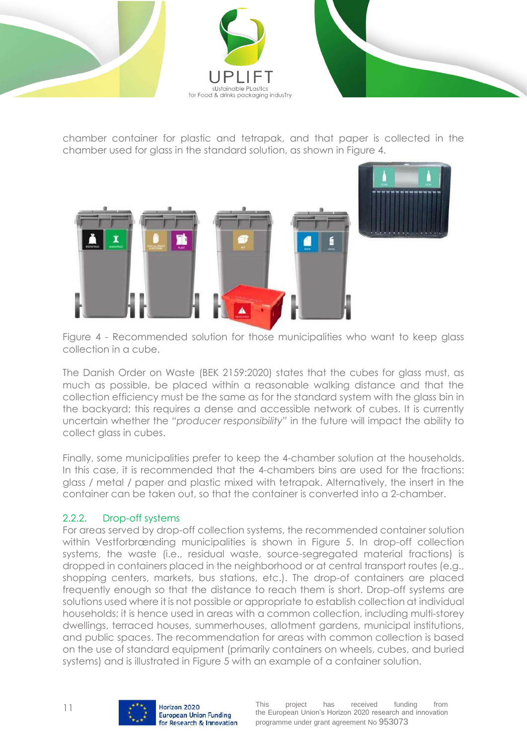chamber container for plastic and tetrapak, and that paper is collected in the chamber used for glass in the standard solution, as shown in Figure 4.

Figure 4 - Recommended solution for those municipalities who want to keep glass collection in a cube.

The Danish Order on Waste (BEK 2159:2020) states that the cubes for glass must, as much as possible, be placed within a reasonable walking distance and that the collection efficiency must be the same as for the standard system with the glass bin in the backyard; this requires a dense and accessible network of cubes. It is currently uncertain whether the "*producer responsibility*" in the future will impact the ability to collect glass in cubes.

Finally, some municipalities prefer to keep the 4-chamber solution at the households. In this case, it is recommended that the 4-chambers bins are used for the fractions: glass / metal / paper and plastic mixed with tetrapak. Alternatively, the insert in the container can be taken out, so that the container is converted into a 2-chamber.

### 2.2.2. Drop-off systems

For areas served by drop-off collection systems, the recommended container solution within Vestforbrænding municipalities is shown in Figure 5. In drop-off collection systems, the waste (i.e., residual waste, source-segregated material fractions) is dropped in containers placed in the neighborhood or at central transport routes (e.g., shopping centers, markets, bus stations, etc.). The drop-of containers are placed frequently enough so that the distance to reach them is short. Drop-off systems are solutions used where it is not possible or appropriate to establish collection at individual households; it is hence used in areas with a common collection, including multi-storey dwellings, terraced houses, summerhouses, allotment gardens, municipal institutions, and public spaces. The recommendation for areas with common collection is based on the use of standard equipment (primarily containers on wheels, cubes, and buried systems) and is illustrated in Figure 5 with an example of a container solution.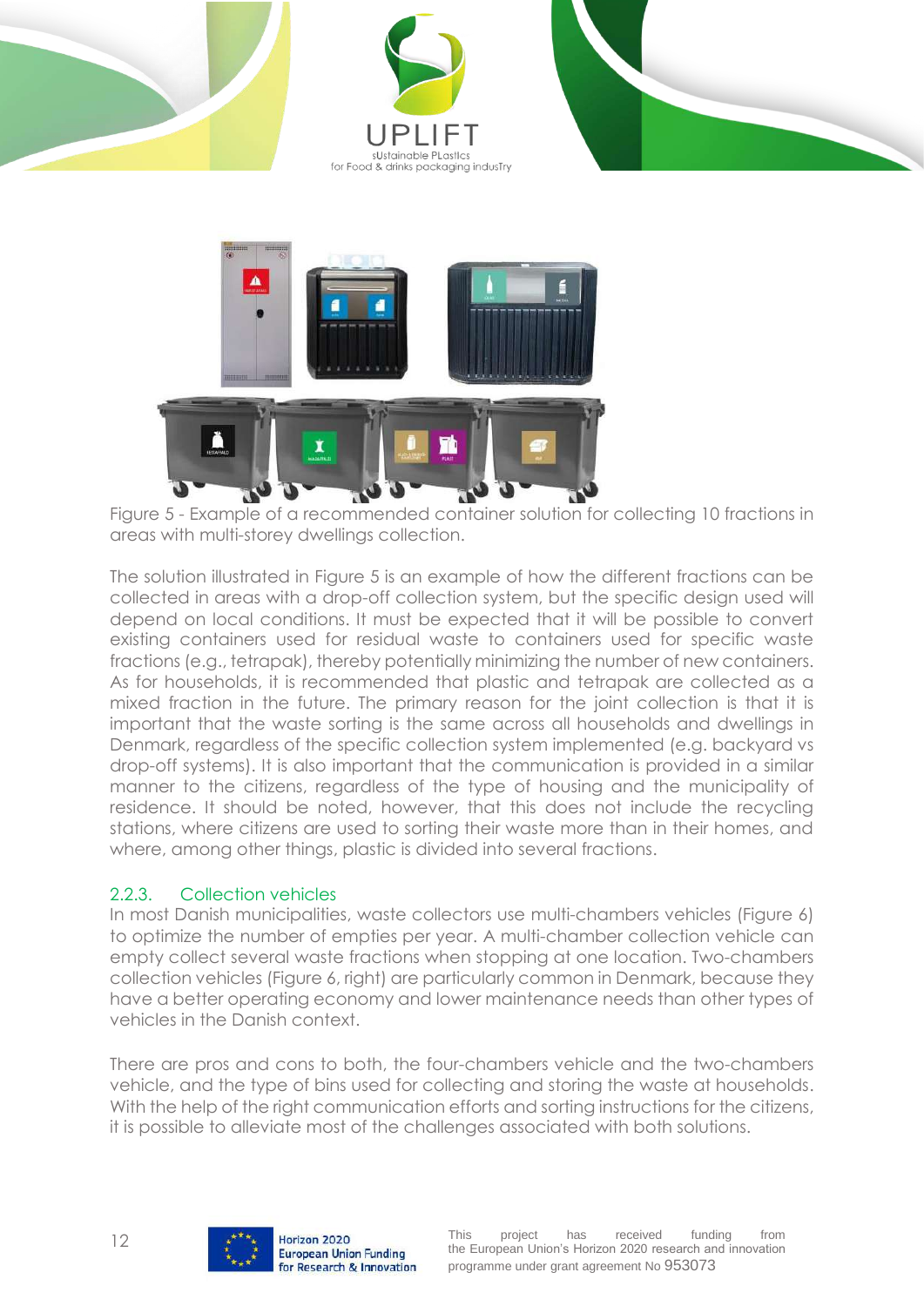Figure 5 - Example of a recommended container solution for collecting 10 fractions in areas with multi-storey dwellings collection.

The solution illustrated in Figure 5 is an example of how the different fractions can be collected in areas with a drop-off collection system, but the specific design used will depend on local conditions. It must be expected that it will be possible to convert existing containers used for residual waste to containers used for specific waste fractions (e.g., tetrapak), thereby potentially minimizing the number of new containers. As for households, it is recommended that plastic and tetrapak are collected as a mixed fraction in the future. The primary reason for the joint collection is that it is important that the waste sorting is the same across all households and dwellings in Denmark, regardless of the specific collection system implemented (e.g. backyard vs drop-off systems). It is also important that the communication is provided in a similar manner to the citizens, regardless of the type of housing and the municipality of residence. It should be noted, however, that this does not include the recycling stations, where citizens are used to sorting their waste more than in their homes, and where, among other things, plastic is divided into several fractions.

### 2.2.3. Collection vehicles

In most Danish municipalities, waste collectors use multi-chambers vehicles (Figure 6) to optimize the number of empties per year. A multi-chamber collection vehicle can empty collect several waste fractions when stopping at one location. Two-chambers collection vehicles (Figure 6, right) are particularly common in Denmark, because they have a better operating economy and lower maintenance needs than other types of vehicles in the Danish context.

There are pros and cons to both, the four-chambers vehicle and the two-chambers vehicle, and the type of bins used for collecting and storing the waste at households. With the help of the right communication efforts and sorting instructions for the citizens, it is possible to alleviate most of the challenges associated with both solutions.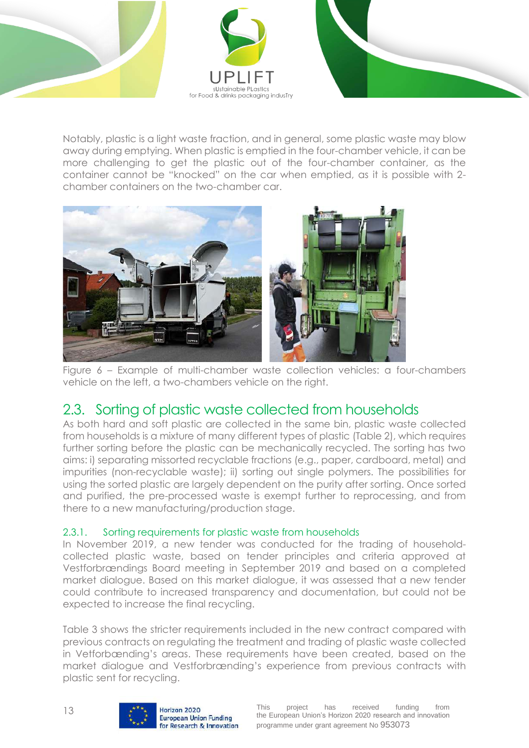Notably, plastic is a light waste fraction, and in general, some plastic waste may blow away during emptying. When plastic is emptied in the four-chamber vehicle, it can be more challenging to get the plastic out of the four-chamber container, as the container cannot be "knocked" on the car when emptied, as it is possible with 2-chamber containers on the two-chamber car.

Figure 6 – Example of multi-chamber waste collection vehicles: a four-chambers vehicle on the left, a two-chambers vehicle on the right.

## 2.3. Sorting of plastic waste collected from households

As both hard and soft plastic are collected in the same bin, plastic waste collected from households is a mixture of many different types of plastic (Table 2), which requires further sorting before the plastic can be mechanically recycled. The sorting has two aims: i) separating missorted recyclable fractions (e.g., paper, cardboard, metal) and impurities (non-recyclable waste); ii) sorting out single polymers. The possibilities for using the sorted plastic are largely dependent on the purity after sorting. Once sorted and purified, the pre-processed waste is exempt further to reprocessing, and from there to a new manufacturing/production stage.

### 2.3.1. Sorting requirements for plastic waste from households

In November 2019, a new tender was conducted for the trading of household-collected plastic waste, based on tender principles and criteria approved at Vestforbrændings Board meeting in September 2019 and based on a completed market dialogue. Based on this market dialogue, it was assessed that a new tender could contribute to increased transparency and documentation, but could not be expected to increase the final recycling.

Table 3 shows the stricter requirements included in the new contract compared with previous contracts on regulating the treatment and trading of plastic waste collected in Vetforbænding's areas. These requirements have been created, based on the market dialogue and Vestforbrænding's experience from previous contracts with plastic sent for recycling.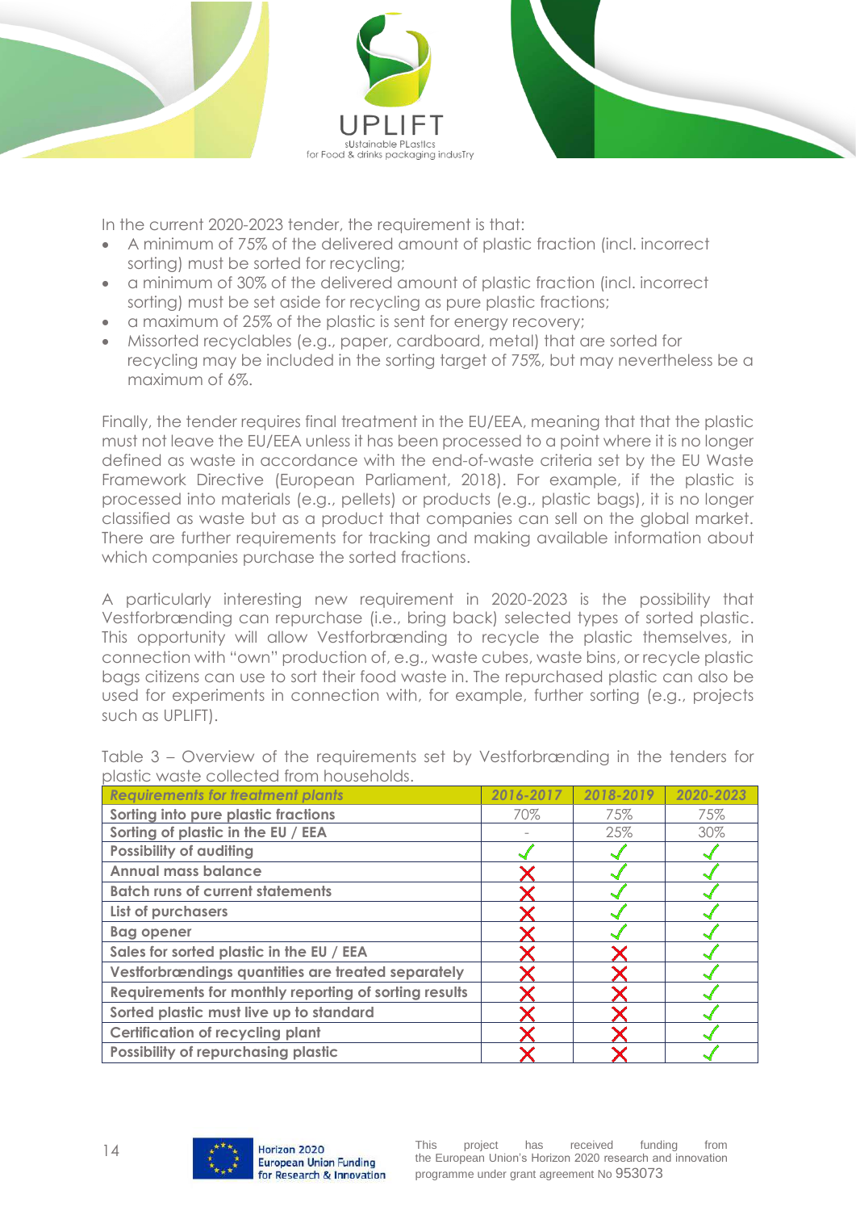In the current 2020-2023 tender, the requirement is that:

- A minimum of 75% of the delivered amount of plastic fraction (incl. incorrect sorting) must be sorted for recycling;
- a minimum of 30% of the delivered amount of plastic fraction (incl. incorrect sorting) must be set aside for recycling as pure plastic fractions;
- a maximum of 25% of the plastic is sent for energy recovery;
- Missorted recyclables (e.g., paper, cardboard, metal) that are sorted for recycling may be included in the sorting target of 75%, but may nevertheless be a maximum of 6%.

Finally, the tender requires final treatment in the EU/EEA, meaning that that the plastic must not leave the EU/EEA unless it has been processed to a point where it is no longer defined as waste in accordance with the end-of-waste criteria set by the EU Waste Framework Directive (European Parliament, 2018). For example, if the plastic is processed into materials (e.g., pellets) or products (e.g., plastic bags), it is no longer classified as waste but as a product that companies can sell on the global market. There are further requirements for tracking and making available information about which companies purchase the sorted fractions.

A particularly interesting new requirement in 2020-2023 is the possibility that Vestforbrænding can repurchase (i.e., bring back) selected types of sorted plastic. This opportunity will allow Vestforbrænding to recycle the plastic themselves, in connection with "own" production of, e.g., waste cubes, waste bins, or recycle plastic bags citizens can use to sort their food waste in. The repurchased plastic can also be used for experiments in connection with, for example, further sorting (e.g., projects such as UPLIFT).

Table 3 – Overview of the requirements set by Vestforbrænding in the tenders for plastic waste collected from households.

| *Requirements for treatment plants* | *2016-2017* | *2018-2019* | *2020-2023* |
|---|---|---|---|
| **Sorting into pure plastic fractions** | 70% | 75% | 75% |
| **Sorting of plastic in the EU / EEA** | - | 25% | 30% |
| **Possibility of auditing** | ✓ | ✓ | ✓ |
| **Annual mass balance** | ✗ | ✓ | ✓ |
| **Batch runs of current statements** | ✗ | ✓ | ✓ |
| **List of purchasers** | ✗ | ✓ | ✓ |
| **Bag opener** | ✗ | ✓ | ✓ |
| **Sales for sorted plastic in the EU / EEA** | ✗ | ✗ | ✓ |
| **Vestforbrændings quantities are treated separately** | ✗ | ✗ | ✓ |
| **Requirements for monthly reporting of sorting results** | ✗ | ✗ | ✓ |
| **Sorted plastic must live up to standard** | ✗ | ✗ | ✓ |
| **Certification of recycling plant** | ✗ | ✗ | ✓ |
| **Possibility of repurchasing plastic** | ✗ | ✗ | ✓ |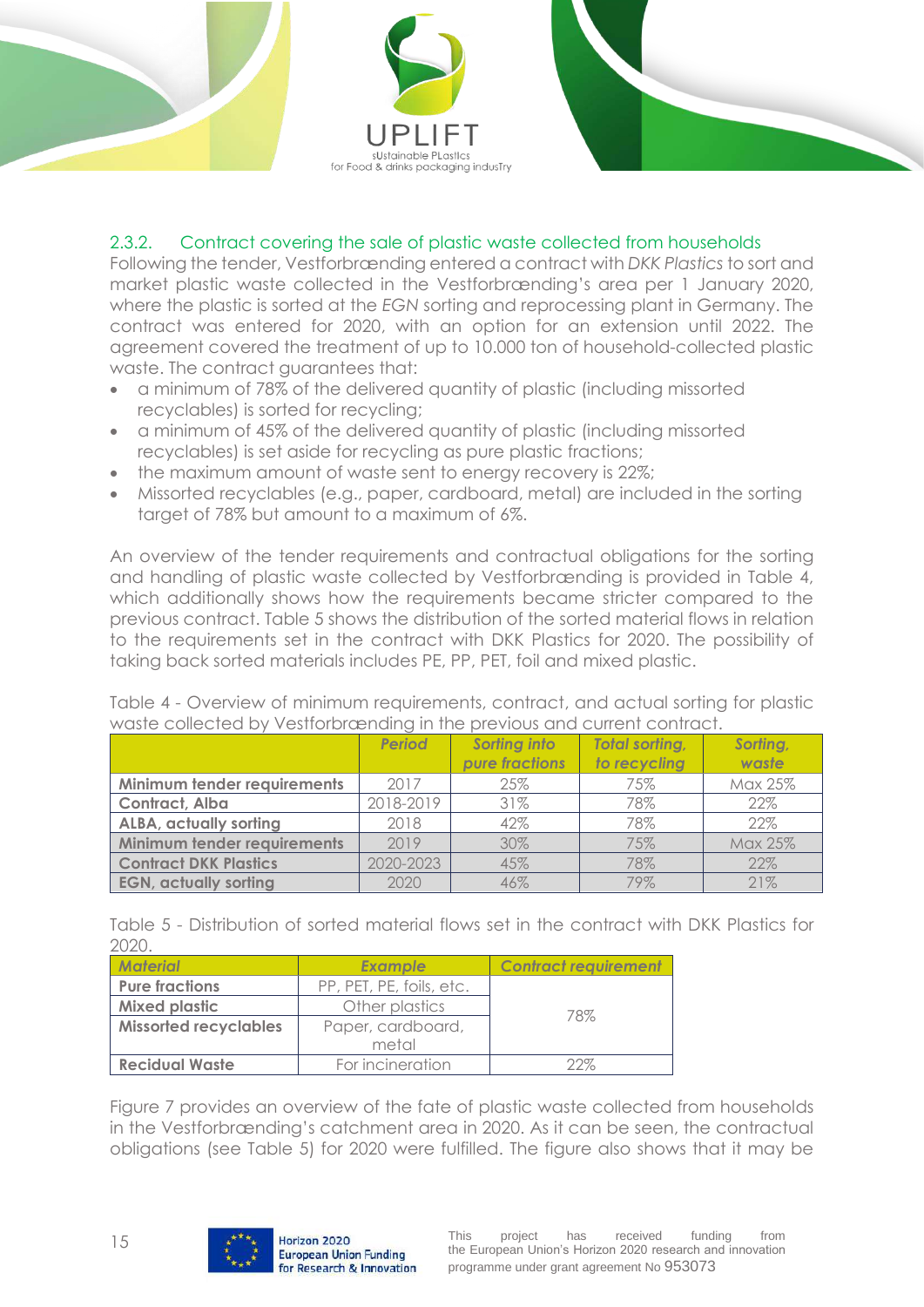### 2.3.2. Contract covering the sale of plastic waste collected from households

Following the tender, Vestforbrænding entered a contract with *DKK Plastics* to sort and market plastic waste collected in the Vestforbrænding's area per 1 January 2020, where the plastic is sorted at the *EGN* sorting and reprocessing plant in Germany. The contract was entered for 2020, with an option for an extension until 2022. The agreement covered the treatment of up to 10.000 ton of household-collected plastic waste. The contract guarantees that:

- a minimum of 78% of the delivered quantity of plastic (including missorted recyclables) is sorted for recycling;
- a minimum of 45% of the delivered quantity of plastic (including missorted recyclables) is set aside for recycling as pure plastic fractions;
- the maximum amount of waste sent to energy recovery is 22%;
- Missorted recyclables (e.g., paper, cardboard, metal) are included in the sorting target of 78% but amount to a maximum of 6%.

An overview of the tender requirements and contractual obligations for the sorting and handling of plastic waste collected by Vestforbrænding is provided in Table 4, which additionally shows how the requirements became stricter compared to the previous contract. Table 5 shows the distribution of the sorted material flows in relation to the requirements set in the contract with DKK Plastics for 2020. The possibility of taking back sorted materials includes PE, PP, PET, foil and mixed plastic.

Table 4 - Overview of minimum requirements, contract, and actual sorting for plastic waste collected by Vestforbrænding in the previous and current contract.

| | *Period* | *Sorting into pure fractions* | *Total sorting, to recycling* | *Sorting, waste* |
|---|---|---|---|---|
| **Minimum tender requirements** | 2017 | 25% | 75% | Max 25% |
| **Contract, Alba** | 2018-2019 | 31% | 78% | 22% |
| **ALBA, actually sorting** | 2018 | 42% | 78% | 22% |
| **Minimum tender requirements** | 2019 | 30% | 75% | Max 25% |
| **Contract DKK Plastics** | 2020-2023 | 45% | 78% | 22% |
| **EGN, actually sorting** | 2020 | 46% | 79% | 21% |

Table 5 - Distribution of sorted material flows set in the contract with DKK Plastics for 2020.

| *Material* | *Example* | *Contract requirement* |
|---|---|---|
| **Pure fractions** | PP, PET, PE, foils, etc. | 78% |
| **Mixed plastic** | Other plastics | |
| **Missorted recyclables** | Paper, cardboard, metal | |
| **Recidual Waste** | For incineration | 22% |

Figure 7 provides an overview of the fate of plastic waste collected from households in the Vestforbrænding's catchment area in 2020. As it can be seen, the contractual obligations (see Table 5) for 2020 were fulfilled. The figure also shows that it may be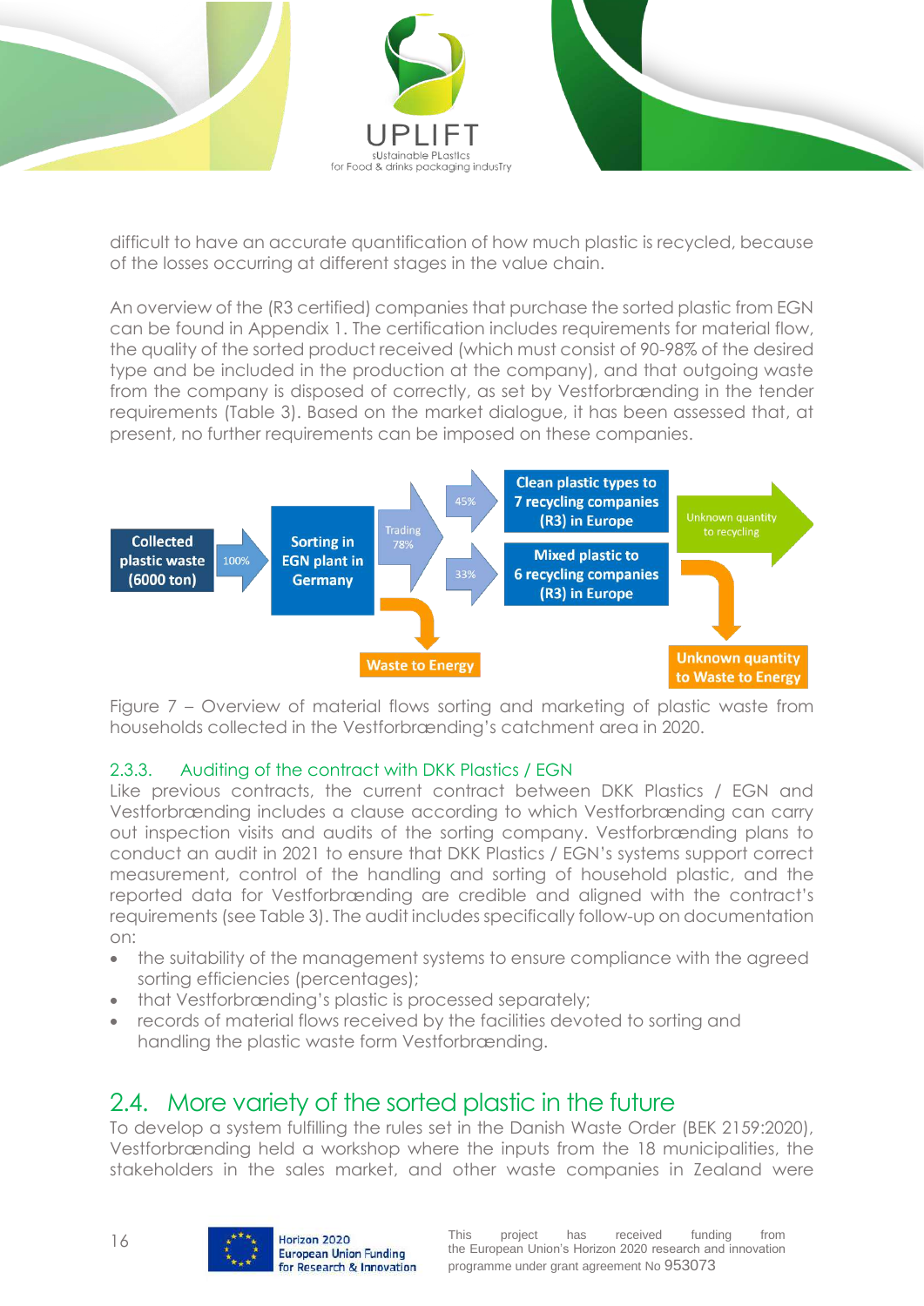difficult to have an accurate quantification of how much plastic is recycled, because of the losses occurring at different stages in the value chain.

An overview of the (R3 certified) companies that purchase the sorted plastic from EGN can be found in Appendix 1. The certification includes requirements for material flow, the quality of the sorted product received (which must consist of 90-98% of the desired type and be included in the production at the company), and that outgoing waste from the company is disposed of correctly, as set by Vestforbrænding in the tender requirements (Table 3). Based on the market dialogue, it has been assessed that, at present, no further requirements can be imposed on these companies.

Collected plastic waste (6000 ton) → 100% → Sorting in EGN plant in Germany → Trading 78% → 45% → Clean plastic types to 7 recycling companies (R3) in Europe; 33% → Mixed plastic to 6 recycling companies (R3) in Europe → Unknown quantity to recycling; Unknown quantity to Waste to Energy. Sorting in EGN plant in Germany → Waste to Energy.

Figure 7 – Overview of material flows sorting and marketing of plastic waste from households collected in the Vestforbrænding's catchment area in 2020.

### 2.3.3. Auditing of the contract with DKK Plastics / EGN

Like previous contracts, the current contract between DKK Plastics / EGN and Vestforbrænding includes a clause according to which Vestforbrænding can carry out inspection visits and audits of the sorting company. Vestforbrænding plans to conduct an audit in 2021 to ensure that DKK Plastics / EGN's systems support correct measurement, control of the handling and sorting of household plastic, and the reported data for Vestforbrænding are credible and aligned with the contract's requirements (see Table 3). The audit includes specifically follow-up on documentation on:

- the suitability of the management systems to ensure compliance with the agreed sorting efficiencies (percentages);
- that Vestforbrænding's plastic is processed separately;
- records of material flows received by the facilities devoted to sorting and handling the plastic waste form Vestforbrænding.

## 2.4. More variety of the sorted plastic in the future

To develop a system fulfilling the rules set in the Danish Waste Order (BEK 2159:2020), Vestforbrænding held a workshop where the inputs from the 18 municipalities, the stakeholders in the sales market, and other waste companies in Zealand were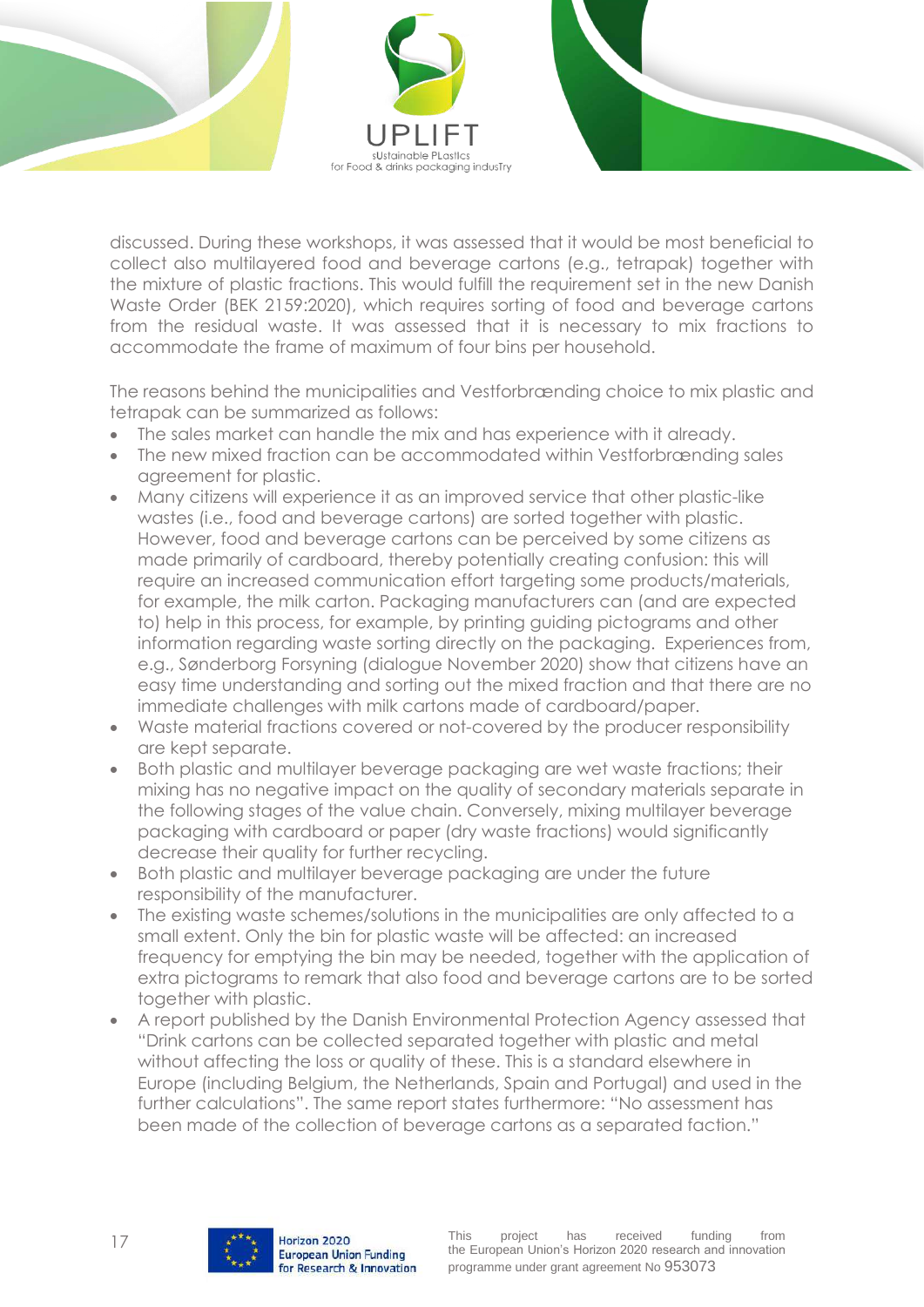discussed. During these workshops, it was assessed that it would be most beneficial to collect also multilayered food and beverage cartons (e.g., tetrapak) together with the mixture of plastic fractions. This would fulfill the requirement set in the new Danish Waste Order (BEK 2159:2020), which requires sorting of food and beverage cartons from the residual waste. It was assessed that it is necessary to mix fractions to accommodate the frame of maximum of four bins per household.

The reasons behind the municipalities and Vestforbrænding choice to mix plastic and tetrapak can be summarized as follows:

- The sales market can handle the mix and has experience with it already.
- The new mixed fraction can be accommodated within Vestforbrænding sales agreement for plastic.
- Many citizens will experience it as an improved service that other plastic-like wastes (i.e., food and beverage cartons) are sorted together with plastic. However, food and beverage cartons can be perceived by some citizens as made primarily of cardboard, thereby potentially creating confusion: this will require an increased communication effort targeting some products/materials, for example, the milk carton. Packaging manufacturers can (and are expected to) help in this process, for example, by printing guiding pictograms and other information regarding waste sorting directly on the packaging. Experiences from, e.g., Sønderborg Forsyning (dialogue November 2020) show that citizens have an easy time understanding and sorting out the mixed fraction and that there are no immediate challenges with milk cartons made of cardboard/paper.
- Waste material fractions covered or not-covered by the producer responsibility are kept separate.
- Both plastic and multilayer beverage packaging are wet waste fractions; their mixing has no negative impact on the quality of secondary materials separate in the following stages of the value chain. Conversely, mixing multilayer beverage packaging with cardboard or paper (dry waste fractions) would significantly decrease their quality for further recycling.
- Both plastic and multilayer beverage packaging are under the future responsibility of the manufacturer.
- The existing waste schemes/solutions in the municipalities are only affected to a small extent. Only the bin for plastic waste will be affected: an increased frequency for emptying the bin may be needed, together with the application of extra pictograms to remark that also food and beverage cartons are to be sorted together with plastic.
- A report published by the Danish Environmental Protection Agency assessed that "Drink cartons can be collected separated together with plastic and metal without affecting the loss or quality of these. This is a standard elsewhere in Europe (including Belgium, the Netherlands, Spain and Portugal) and used in the further calculations". The same report states furthermore: "No assessment has been made of the collection of beverage cartons as a separated faction."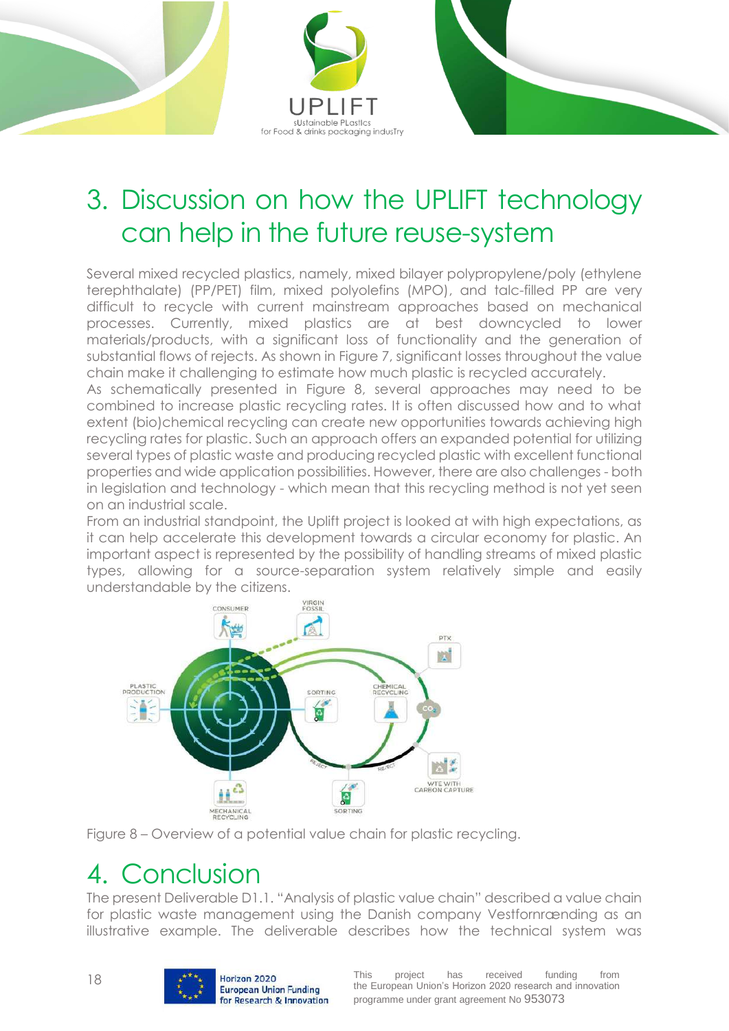# 3. Discussion on how the UPLIFT technology can help in the future reuse-system

Several mixed recycled plastics, namely, mixed bilayer polypropylene/poly (ethylene terephthalate) (PP/PET) film, mixed polyolefins (MPO), and talc-filled PP are very difficult to recycle with current mainstream approaches based on mechanical processes. Currently, mixed plastics are at best downcycled to lower materials/products, with a significant loss of functionality and the generation of substantial flows of rejects. As shown in Figure 7, significant losses throughout the value chain make it challenging to estimate how much plastic is recycled accurately.

As schematically presented in Figure 8, several approaches may need to be combined to increase plastic recycling rates. It is often discussed how and to what extent (bio)chemical recycling can create new opportunities towards achieving high recycling rates for plastic. Such an approach offers an expanded potential for utilizing several types of plastic waste and producing recycled plastic with excellent functional properties and wide application possibilities. However, there are also challenges - both in legislation and technology - which mean that this recycling method is not yet seen on an industrial scale.

From an industrial standpoint, the Uplift project is looked at with high expectations, as it can help accelerate this development towards a circular economy for plastic. An important aspect is represented by the possibility of handling streams of mixed plastic types, allowing for a source-separation system relatively simple and easily understandable by the citizens.

Figure 8 – Overview of a potential value chain for plastic recycling.

# 4. Conclusion

The present Deliverable D1.1. "Analysis of plastic value chain" described a value chain for plastic waste management using the Danish company Vestforbrænding as an illustrative example. The deliverable describes how the technical system was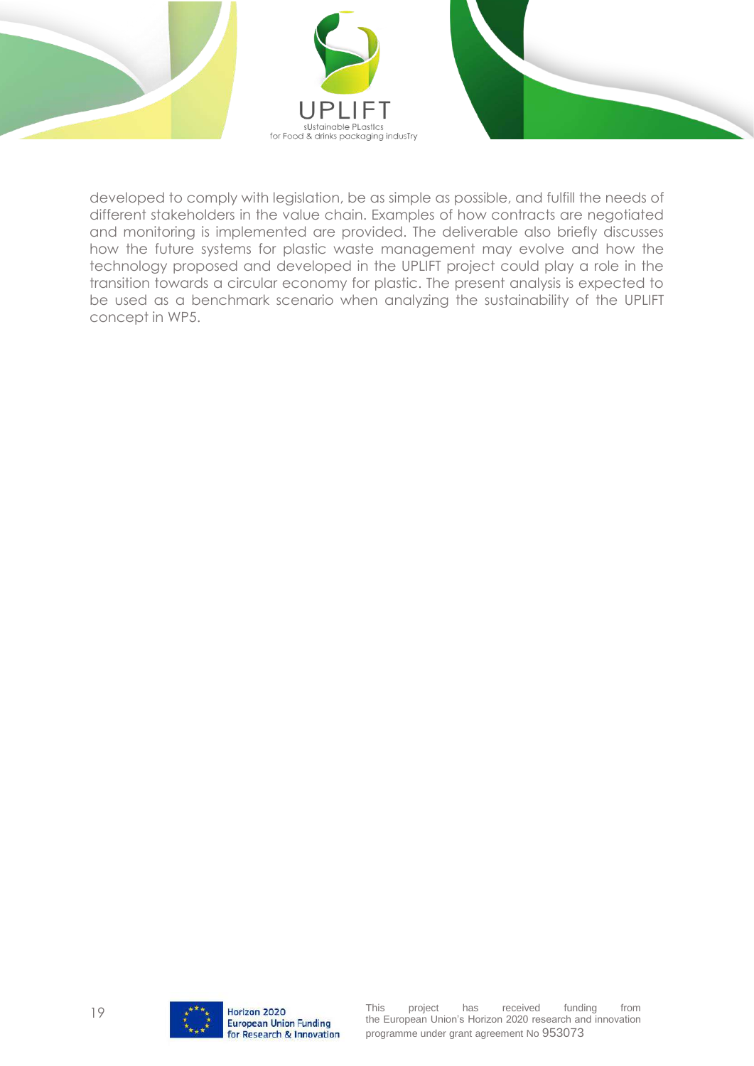developed to comply with legislation, be as simple as possible, and fulfill the needs of different stakeholders in the value chain. Examples of how contracts are negotiated and monitoring is implemented are provided. The deliverable also briefly discusses how the future systems for plastic waste management may evolve and how the technology proposed and developed in the UPLIFT project could play a role in the transition towards a circular economy for plastic. The present analysis is expected to be used as a benchmark scenario when analyzing the sustainability of the UPLIFT concept in WP5.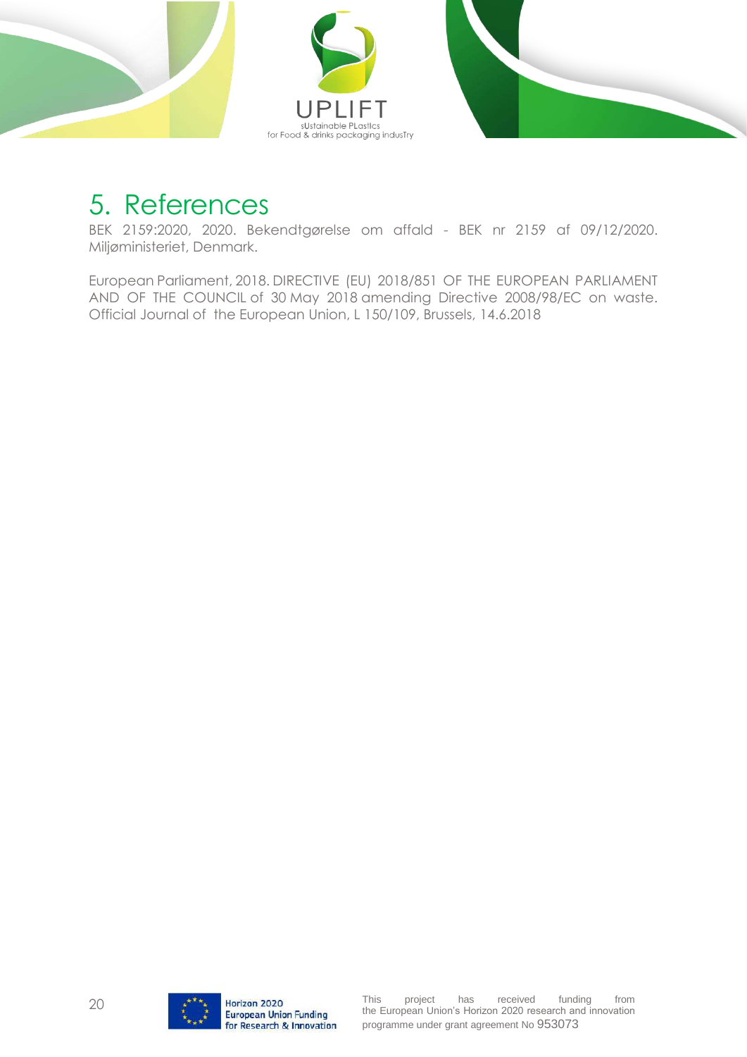# 5. References

BEK 2159:2020, 2020. Bekendtgørelse om affald - BEK nr 2159 af 09/12/2020. Miljøministeriet, Denmark.

European Parliament, 2018. DIRECTIVE (EU) 2018/851 OF THE EUROPEAN PARLIAMENT AND OF THE COUNCIL of 30 May 2018 amending Directive 2008/98/EC on waste. Official Journal of the European Union, L 150/109, Brussels, 14.6.2018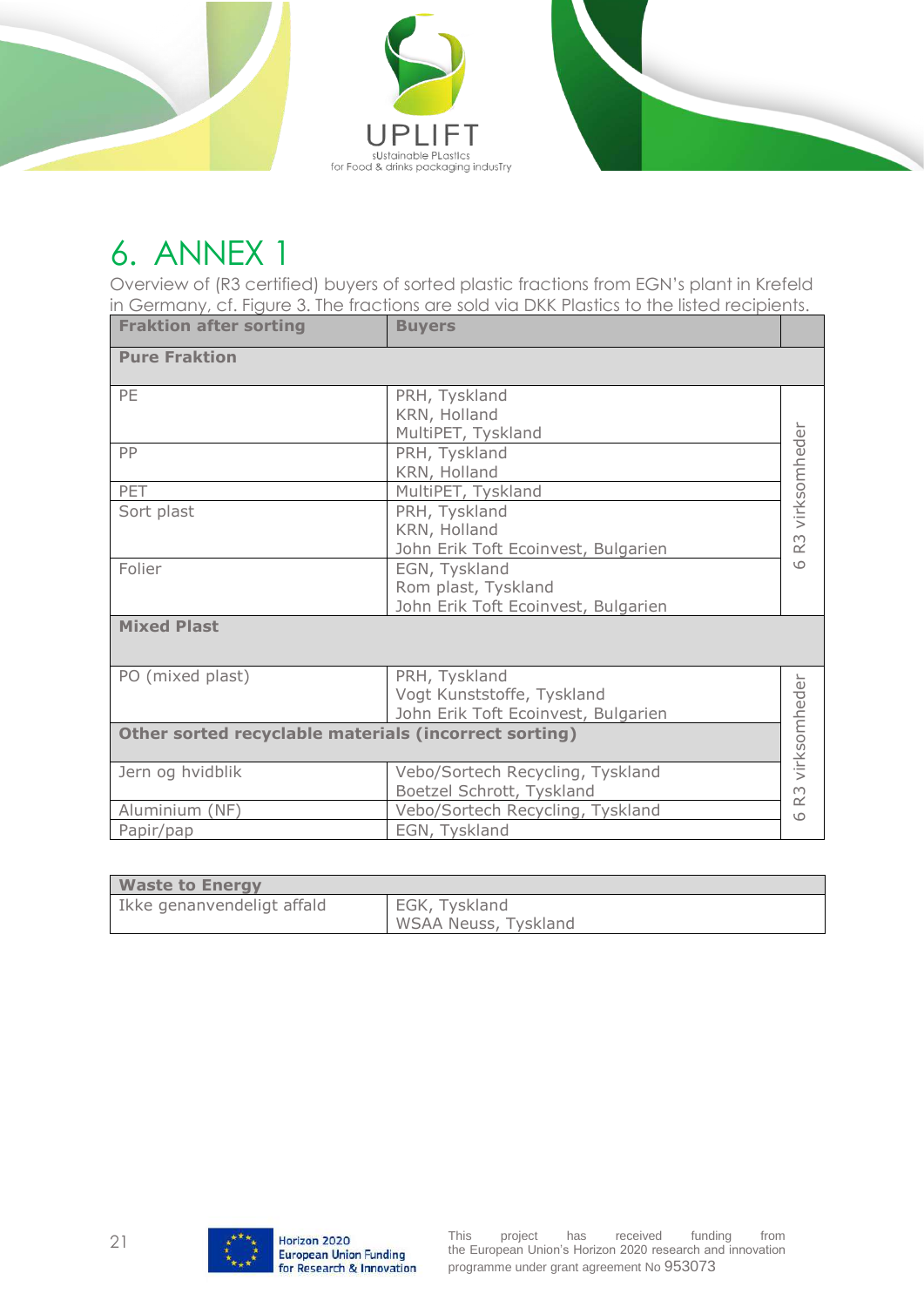# 6. ANNEX 1

Overview of (R3 certified) buyers of sorted plastic fractions from EGN's plant in Krefeld in Germany, cf. Figure 3. The fractions are sold via DKK Plastics to the listed recipients.

| Fraktion after sorting | Buyers | |
|---|---|---|
| **Pure Fraktion** | | |
| PE | PRH, Tyskland<br>KRN, Holland<br>MultiPET, Tyskland | 6 R3 virksomheder |
| PP | PRH, Tyskland<br>KRN, Holland | |
| PET | MultiPET, Tyskland | |
| Sort plast | PRH, Tyskland<br>KRN, Holland<br>John Erik Toft Ecoinvest, Bulgarien | |
| Folier | EGN, Tyskland<br>Rom plast, Tyskland<br>John Erik Toft Ecoinvest, Bulgarien | |
| **Mixed Plast** | | |
| PO (mixed plast) | PRH, Tyskland<br>Vogt Kunststoffe, Tyskland<br>John Erik Toft Ecoinvest, Bulgarien | 6 R3 virksomheder |
| **Other sorted recyclable materials (incorrect sorting)** | | |
| Jern og hvidblik | Vebo/Sortech Recycling, Tyskland<br>Boetzel Schrott, Tyskland | |
| Aluminium (NF) | Vebo/Sortech Recycling, Tyskland | |
| Papir/pap | EGN, Tyskland | |

| **Waste to Energy** | |
|---|---|
| Ikke genanvendeligt affald | EGK, Tyskland<br>WSAA Neuss, Tyskland |